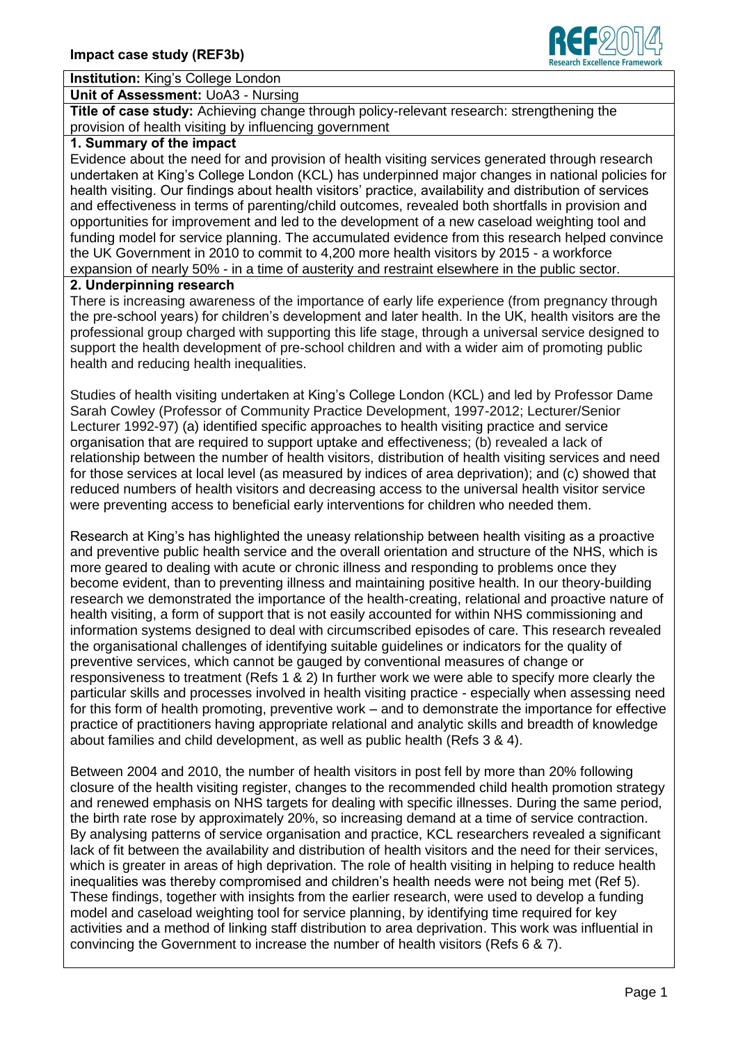**Institution:** King's College London

**Unit of Assessment:** UoA3 - Nursing

**Title of case study:** Achieving change through policy-relevant research: strengthening the provision of health visiting by influencing government

## 1. Summary of the impact

Evidence about the need for and provision of health visiting services generated through research undertaken at King's College London (KCL) has underpinned major changes in national policies for health visiting. Our findings about health visitors' practice, availability and distribution of services and effectiveness in terms of parenting/child outcomes, revealed both shortfalls in provision and opportunities for improvement and led to the development of a new caseload weighting tool and funding model for service planning. The accumulated evidence from this research helped convince the UK Government in 2010 to commit to 4,200 more health visitors by 2015 - a workforce expansion of nearly 50% - in a time of austerity and restraint elsewhere in the public sector.

## 2. Underpinning research

There is increasing awareness of the importance of early life experience (from pregnancy through the pre-school years) for children's development and later health. In the UK, health visitors are the professional group charged with supporting this life stage, through a universal service designed to support the health development of pre-school children and with a wider aim of promoting public health and reducing health inequalities.

Studies of health visiting undertaken at King's College London (KCL) and led by Professor Dame Sarah Cowley (Professor of Community Practice Development, 1997-2012; Lecturer/Senior Lecturer 1992-97) (a) identified specific approaches to health visiting practice and service organisation that are required to support uptake and effectiveness; (b) revealed a lack of relationship between the number of health visitors, distribution of health visiting services and need for those services at local level (as measured by indices of area deprivation); and (c) showed that reduced numbers of health visitors and decreasing access to the universal health visitor service were preventing access to beneficial early interventions for children who needed them.

Research at King's has highlighted the uneasy relationship between health visiting as a proactive and preventive public health service and the overall orientation and structure of the NHS, which is more geared to dealing with acute or chronic illness and responding to problems once they become evident, than to preventing illness and maintaining positive health. In our theory-building research we demonstrated the importance of the health-creating, relational and proactive nature of health visiting, a form of support that is not easily accounted for within NHS commissioning and information systems designed to deal with circumscribed episodes of care. This research revealed the organisational challenges of identifying suitable guidelines or indicators for the quality of preventive services, which cannot be gauged by conventional measures of change or responsiveness to treatment (Refs 1 & 2) In further work we were able to specify more clearly the particular skills and processes involved in health visiting practice - especially when assessing need for this form of health promoting, preventive work – and to demonstrate the importance for effective practice of practitioners having appropriate relational and analytic skills and breadth of knowledge about families and child development, as well as public health (Refs 3 & 4).

Between 2004 and 2010, the number of health visitors in post fell by more than 20% following closure of the health visiting register, changes to the recommended child health promotion strategy and renewed emphasis on NHS targets for dealing with specific illnesses. During the same period, the birth rate rose by approximately 20%, so increasing demand at a time of service contraction. By analysing patterns of service organisation and practice, KCL researchers revealed a significant lack of fit between the availability and distribution of health visitors and the need for their services, which is greater in areas of high deprivation. The role of health visiting in helping to reduce health inequalities was thereby compromised and children's health needs were not being met (Ref 5). These findings, together with insights from the earlier research, were used to develop a funding model and caseload weighting tool for service planning, by identifying time required for key activities and a method of linking staff distribution to area deprivation. This work was influential in convincing the Government to increase the number of health visitors (Refs 6 & 7).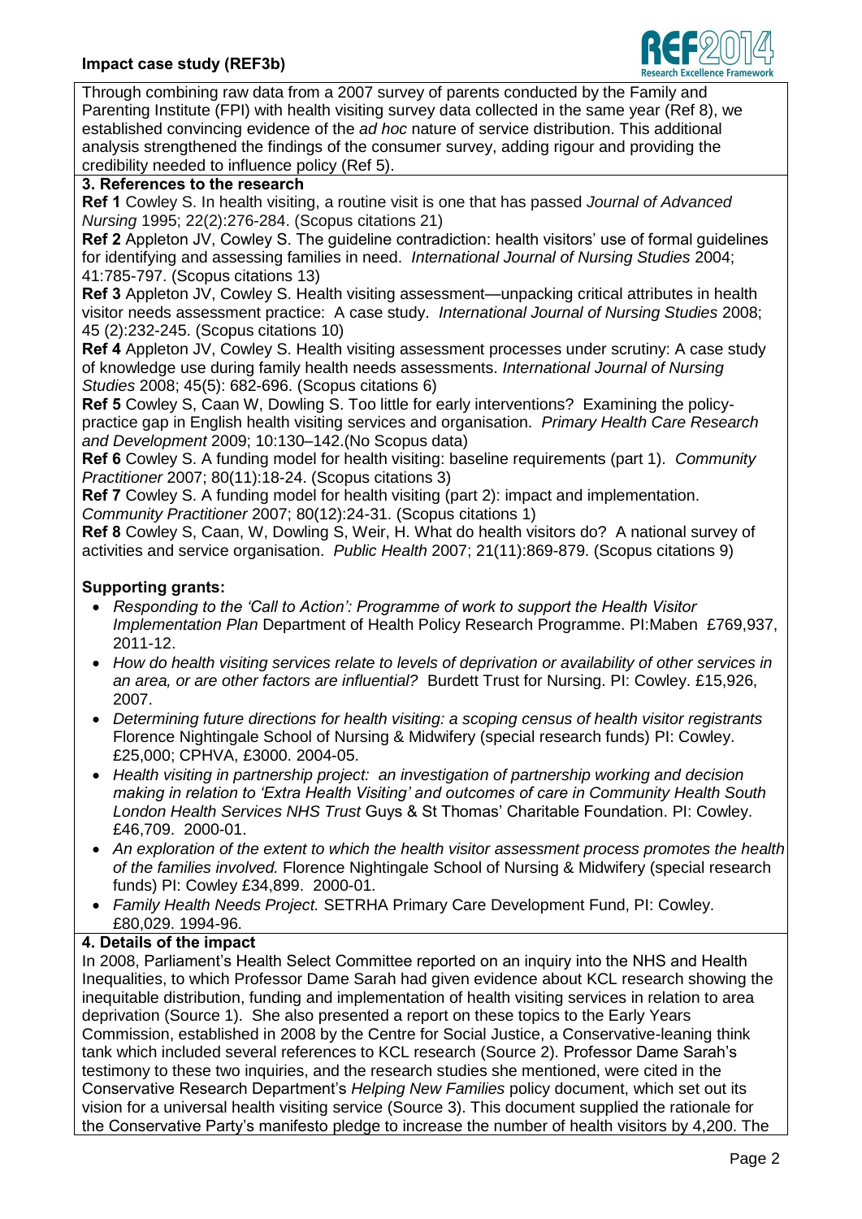Through combining raw data from a 2007 survey of parents conducted by the Family and Parenting Institute (FPI) with health visiting survey data collected in the same year (Ref 8), we established convincing evidence of the *ad hoc* nature of service distribution. This additional analysis strengthened the findings of the consumer survey, adding rigour and providing the credibility needed to influence policy (Ref 5).

## 3. References to the research

**Ref 1** Cowley S. In health visiting, a routine visit is one that has passed *Journal of Advanced Nursing* 1995; 22(2):276-284. (Scopus citations 21)

**Ref 2** Appleton JV, Cowley S. The guideline contradiction: health visitors' use of formal guidelines for identifying and assessing families in need. *International Journal of Nursing Studies* 2004; 41:785-797. (Scopus citations 13)

**Ref 3** Appleton JV, Cowley S. Health visiting assessment—unpacking critical attributes in health visitor needs assessment practice: A case study. *International Journal of Nursing Studies* 2008; 45 (2):232-245. (Scopus citations 10)

**Ref 4** Appleton JV, Cowley S. Health visiting assessment processes under scrutiny: A case study of knowledge use during family health needs assessments. *International Journal of Nursing Studies* 2008; 45(5): 682-696. (Scopus citations 6)

**Ref 5** Cowley S, Caan W, Dowling S. Too little for early interventions? Examining the policy-practice gap in English health visiting services and organisation. *Primary Health Care Research and Development* 2009; 10:130–142.(No Scopus data)

**Ref 6** Cowley S. A funding model for health visiting: baseline requirements (part 1). *Community Practitioner* 2007; 80(11):18-24. (Scopus citations 3)

**Ref 7** Cowley S. A funding model for health visiting (part 2): impact and implementation. *Community Practitioner* 2007; 80(12):24-31. (Scopus citations 1)

**Ref 8** Cowley S, Caan, W, Dowling S, Weir, H. What do health visitors do? A national survey of activities and service organisation. *Public Health* 2007; 21(11):869-879. (Scopus citations 9)

**Supporting grants:**

- *Responding to the 'Call to Action': Programme of work to support the Health Visitor Implementation Plan* Department of Health Policy Research Programme. PI:Maben £769,937, 2011-12.
- *How do health visiting services relate to levels of deprivation or availability of other services in an area, or are other factors are influential?* Burdett Trust for Nursing. PI: Cowley. £15,926, 2007.
- *Determining future directions for health visiting: a scoping census of health visitor registrants* Florence Nightingale School of Nursing & Midwifery (special research funds) PI: Cowley. £25,000; CPHVA, £3000. 2004-05.
- *Health visiting in partnership project: an investigation of partnership working and decision making in relation to 'Extra Health Visiting' and outcomes of care in Community Health South London Health Services NHS Trust* Guys & St Thomas' Charitable Foundation. PI: Cowley. £46,709. 2000-01.
- *An exploration of the extent to which the health visitor assessment process promotes the health of the families involved.* Florence Nightingale School of Nursing & Midwifery (special research funds) PI: Cowley £34,899. 2000-01.
- *Family Health Needs Project.* SETRHA Primary Care Development Fund, PI: Cowley. £80,029. 1994-96.

## 4. Details of the impact

In 2008, Parliament's Health Select Committee reported on an inquiry into the NHS and Health Inequalities, to which Professor Dame Sarah had given evidence about KCL research showing the inequitable distribution, funding and implementation of health visiting services in relation to area deprivation (Source 1). She also presented a report on these topics to the Early Years Commission, established in 2008 by the Centre for Social Justice, a Conservative-leaning think tank which included several references to KCL research (Source 2). Professor Dame Sarah's testimony to these two inquiries, and the research studies she mentioned, were cited in the Conservative Research Department's *Helping New Families* policy document, which set out its vision for a universal health visiting service (Source 3). This document supplied the rationale for the Conservative Party's manifesto pledge to increase the number of health visitors by 4,200. The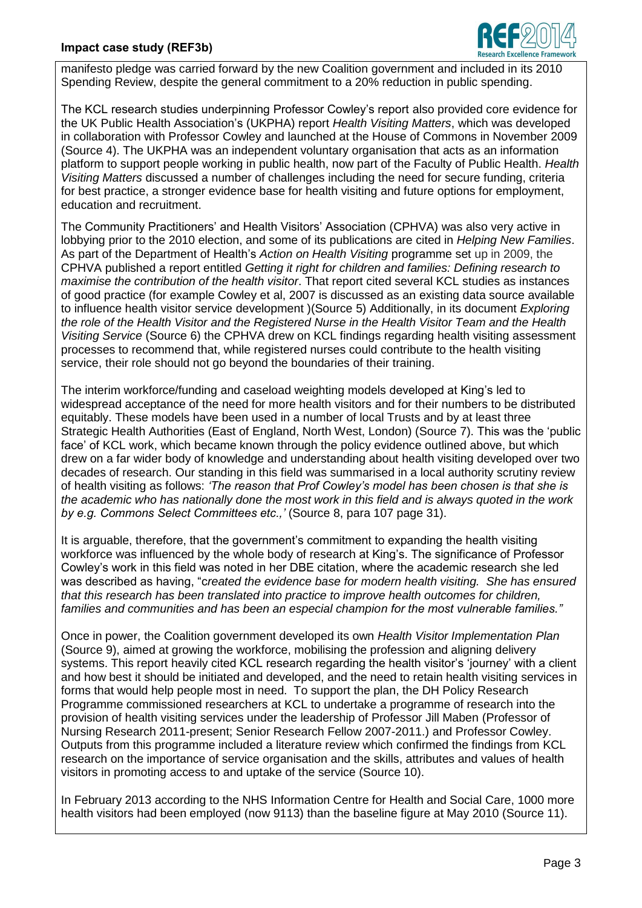manifesto pledge was carried forward by the new Coalition government and included in its 2010 Spending Review, despite the general commitment to a 20% reduction in public spending.

The KCL research studies underpinning Professor Cowley's report also provided core evidence for the UK Public Health Association's (UKPHA) report *Health Visiting Matters*, which was developed in collaboration with Professor Cowley and launched at the House of Commons in November 2009 (Source 4). The UKPHA was an independent voluntary organisation that acts as an information platform to support people working in public health, now part of the Faculty of Public Health. *Health Visiting Matters* discussed a number of challenges including the need for secure funding, criteria for best practice, a stronger evidence base for health visiting and future options for employment, education and recruitment.

The Community Practitioners' and Health Visitors' Association (CPHVA) was also very active in lobbying prior to the 2010 election, and some of its publications are cited in *Helping New Families*. As part of the Department of Health's *Action on Health Visiting* programme set up in 2009, the CPHVA published a report entitled *Getting it right for children and families: Defining research to maximise the contribution of the health visitor*. That report cited several KCL studies as instances of good practice (for example Cowley et al, 2007 is discussed as an existing data source available to influence health visitor service development )(Source 5) Additionally, in its document *Exploring the role of the Health Visitor and the Registered Nurse in the Health Visitor Team and the Health Visiting Service* (Source 6) the CPHVA drew on KCL findings regarding health visiting assessment processes to recommend that, while registered nurses could contribute to the health visiting service, their role should not go beyond the boundaries of their training.

The interim workforce/funding and caseload weighting models developed at King's led to widespread acceptance of the need for more health visitors and for their numbers to be distributed equitably. These models have been used in a number of local Trusts and by at least three Strategic Health Authorities (East of England, North West, London) (Source 7). This was the 'public face' of KCL work, which became known through the policy evidence outlined above, but which drew on a far wider body of knowledge and understanding about health visiting developed over two decades of research. Our standing in this field was summarised in a local authority scrutiny review of health visiting as follows: *'The reason that Prof Cowley's model has been chosen is that she is the academic who has nationally done the most work in this field and is always quoted in the work by e.g. Commons Select Committees etc.,'* (Source 8, para 107 page 31).

It is arguable, therefore, that the government's commitment to expanding the health visiting workforce was influenced by the whole body of research at King's. The significance of Professor Cowley's work in this field was noted in her DBE citation, where the academic research she led was described as having, "c*reated the evidence base for modern health visiting. She has ensured that this research has been translated into practice to improve health outcomes for children, families and communities and has been an especial champion for the most vulnerable families."*

Once in power, the Coalition government developed its own *Health Visitor Implementation Plan* (Source 9), aimed at growing the workforce, mobilising the profession and aligning delivery systems. This report heavily cited KCL research regarding the health visitor's 'journey' with a client and how best it should be initiated and developed, and the need to retain health visiting services in forms that would help people most in need. To support the plan, the DH Policy Research Programme commissioned researchers at KCL to undertake a programme of research into the provision of health visiting services under the leadership of Professor Jill Maben (Professor of Nursing Research 2011-present; Senior Research Fellow 2007-2011.) and Professor Cowley. Outputs from this programme included a literature review which confirmed the findings from KCL research on the importance of service organisation and the skills, attributes and values of health visitors in promoting access to and uptake of the service (Source 10).

In February 2013 according to the NHS Information Centre for Health and Social Care, 1000 more health visitors had been employed (now 9113) than the baseline figure at May 2010 (Source 11).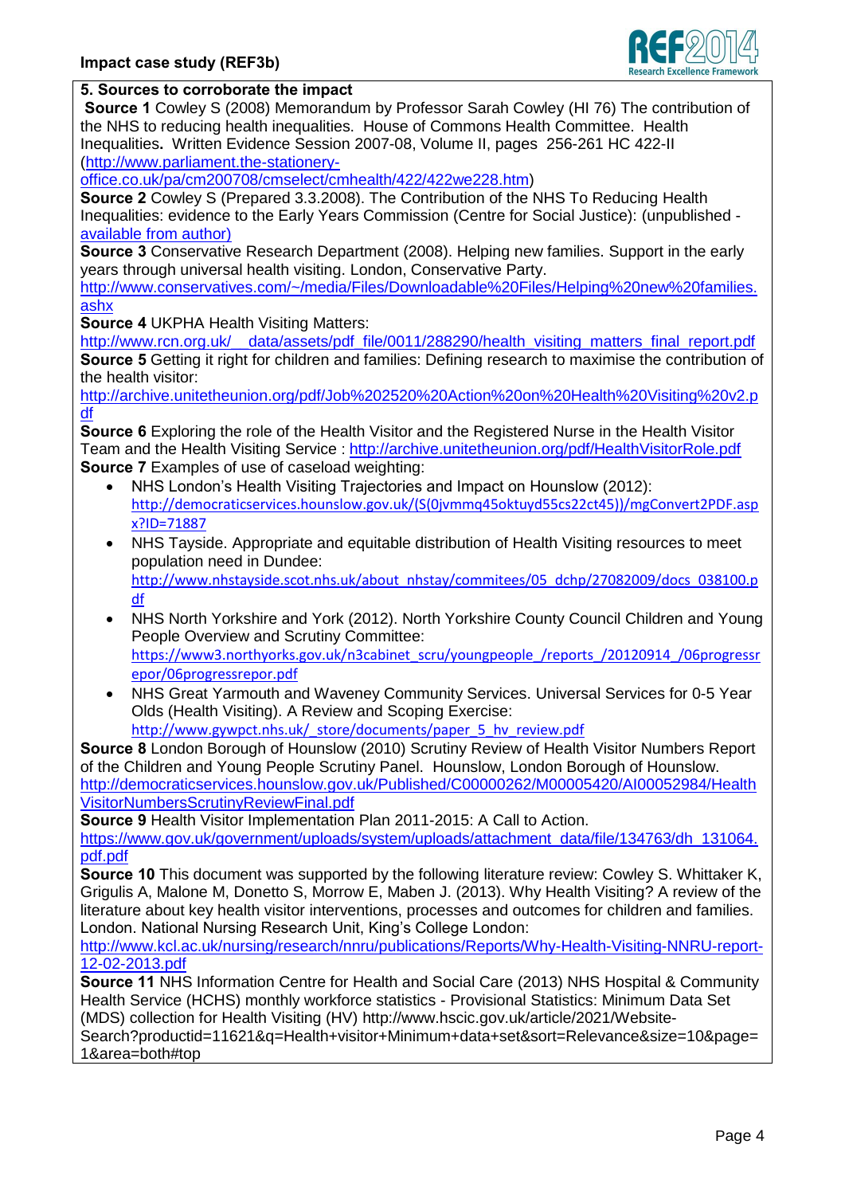## 5. Sources to corroborate the impact

**Source 1** Cowley S (2008) Memorandum by Professor Sarah Cowley (HI 76) The contribution of the NHS to reducing health inequalities. House of Commons Health Committee. Health Inequalities**.** Written Evidence Session 2007-08, Volume II, pages 256-261 HC 422-II (http://www.parliament.the-stationery-office.co.uk/pa/cm200708/cmselect/cmhealth/422/422we228.htm)

**Source 2** Cowley S (Prepared 3.3.2008). The Contribution of the NHS To Reducing Health Inequalities: evidence to the Early Years Commission (Centre for Social Justice): (unpublished - available from author)

**Source 3** Conservative Research Department (2008). Helping new families. Support in the early years through universal health visiting. London, Conservative Party. http://www.conservatives.com/~/media/Files/Downloadable%20Files/Helping%20new%20families.ashx

**Source 4** UKPHA Health Visiting Matters: http://www.rcn.org.uk/__data/assets/pdf_file/0011/288290/health_visiting_matters_final_report.pdf

**Source 5** Getting it right for children and families: Defining research to maximise the contribution of the health visitor: http://archive.unitetheunion.org/pdf/Job%202520%20Action%20on%20Health%20Visiting%20v2.pdf

**Source 6** Exploring the role of the Health Visitor and the Registered Nurse in the Health Visitor Team and the Health Visiting Service : http://archive.unitetheunion.org/pdf/HealthVisitorRole.pdf

**Source 7** Examples of use of caseload weighting:

- NHS London's Health Visiting Trajectories and Impact on Hounslow (2012): http://democraticservices.hounslow.gov.uk/(S(0jvmmq45oktuyd55cs22ct45))/mgConvert2PDF.aspx?ID=71887
- NHS Tayside. Appropriate and equitable distribution of Health Visiting resources to meet population need in Dundee: http://www.nhstayside.scot.nhs.uk/about_nhstay/commitees/05_dchp/27082009/docs_038100.pdf
- NHS North Yorkshire and York (2012). North Yorkshire County Council Children and Young People Overview and Scrutiny Committee: https://www3.northyorks.gov.uk/n3cabinet_scru/youngpeople_/reports_/20120914_/06progressrepor/06progressrepor.pdf
- NHS Great Yarmouth and Waveney Community Services. Universal Services for 0-5 Year Olds (Health Visiting). A Review and Scoping Exercise: http://www.gywpct.nhs.uk/_store/documents/paper_5_hv_review.pdf

**Source 8** London Borough of Hounslow (2010) Scrutiny Review of Health Visitor Numbers Report of the Children and Young People Scrutiny Panel. Hounslow, London Borough of Hounslow. http://democraticservices.hounslow.gov.uk/Published/C00000262/M00005420/AI00052984/HealthVisitorNumbersScrutinyReviewFinal.pdf

**Source 9** Health Visitor Implementation Plan 2011-2015: A Call to Action. https://www.gov.uk/government/uploads/system/uploads/attachment_data/file/134763/dh_131064.pdf.pdf

**Source 10** This document was supported by the following literature review: Cowley S. Whittaker K, Grigulis A, Malone M, Donetto S, Morrow E, Maben J. (2013). Why Health Visiting? A review of the literature about key health visitor interventions, processes and outcomes for children and families. London. National Nursing Research Unit, King's College London: http://www.kcl.ac.uk/nursing/research/nnru/publications/Reports/Why-Health-Visiting-NNRU-report-12-02-2013.pdf

**Source 11** NHS Information Centre for Health and Social Care (2013) NHS Hospital & Community Health Service (HCHS) monthly workforce statistics - Provisional Statistics: Minimum Data Set (MDS) collection for Health Visiting (HV) http://www.hscic.gov.uk/article/2021/Website-Search?productid=11621&q=Health+visitor+Minimum+data+set&sort=Relevance&size=10&page=1&area=both#top